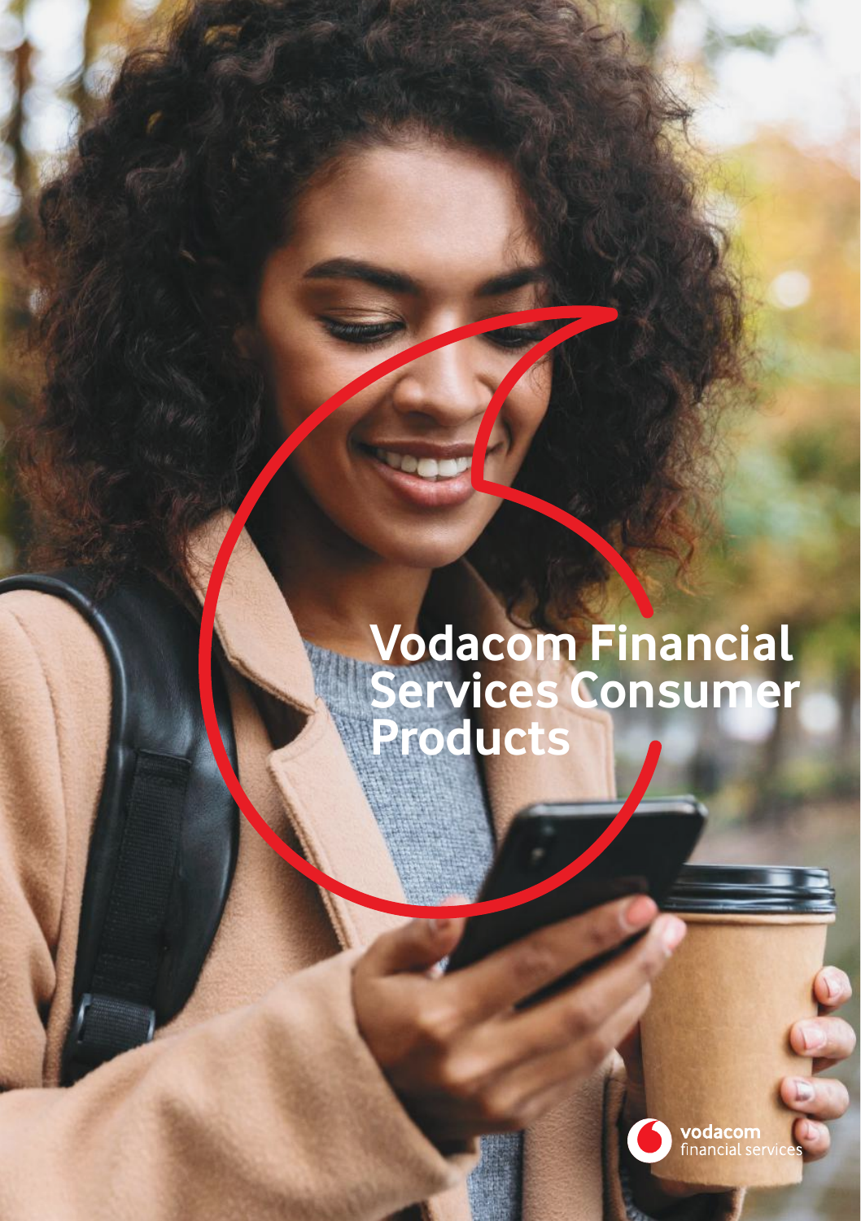# Vodacom Financial Services Consumer Products

vodacom
financial services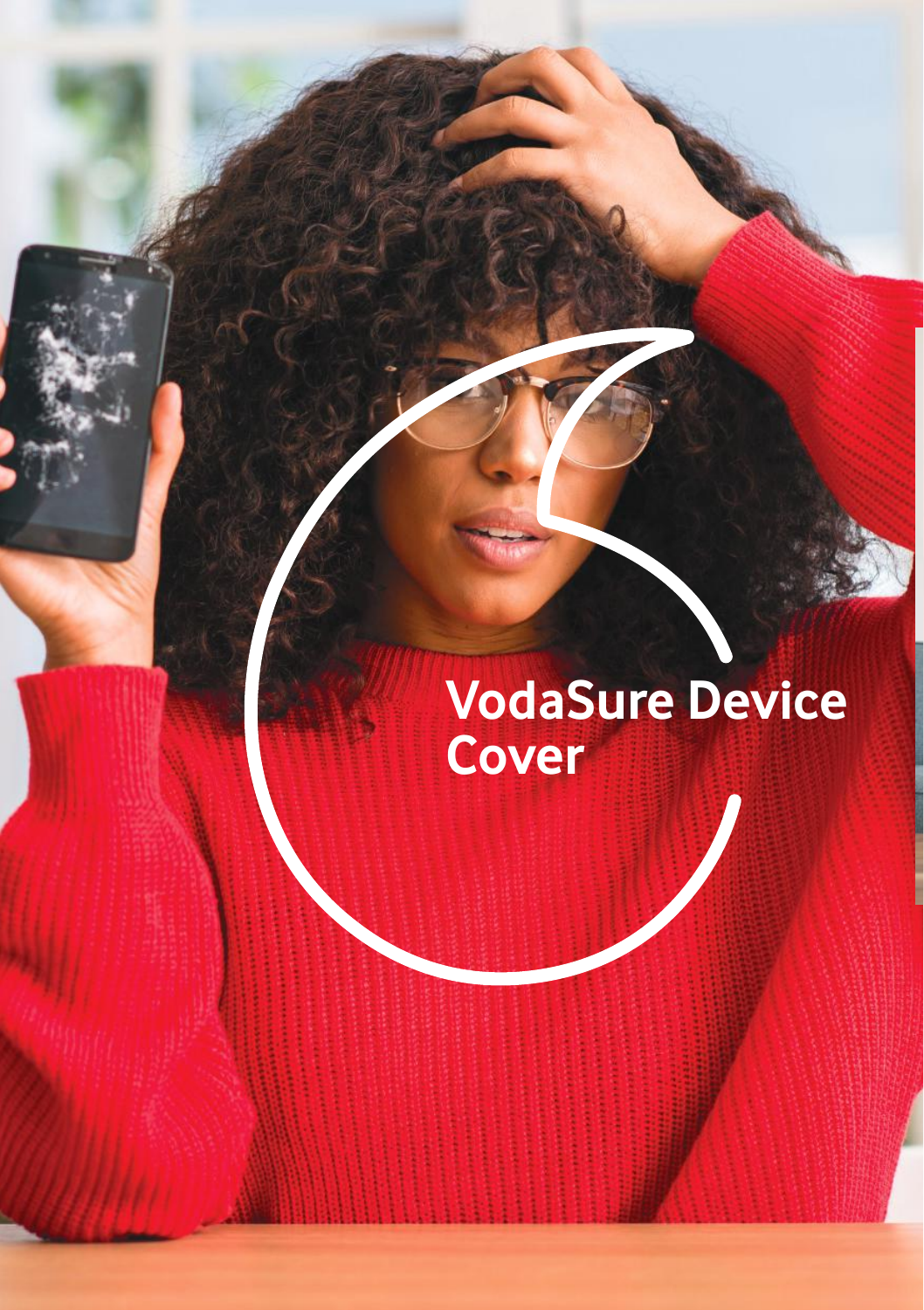# VodaSure Device Cover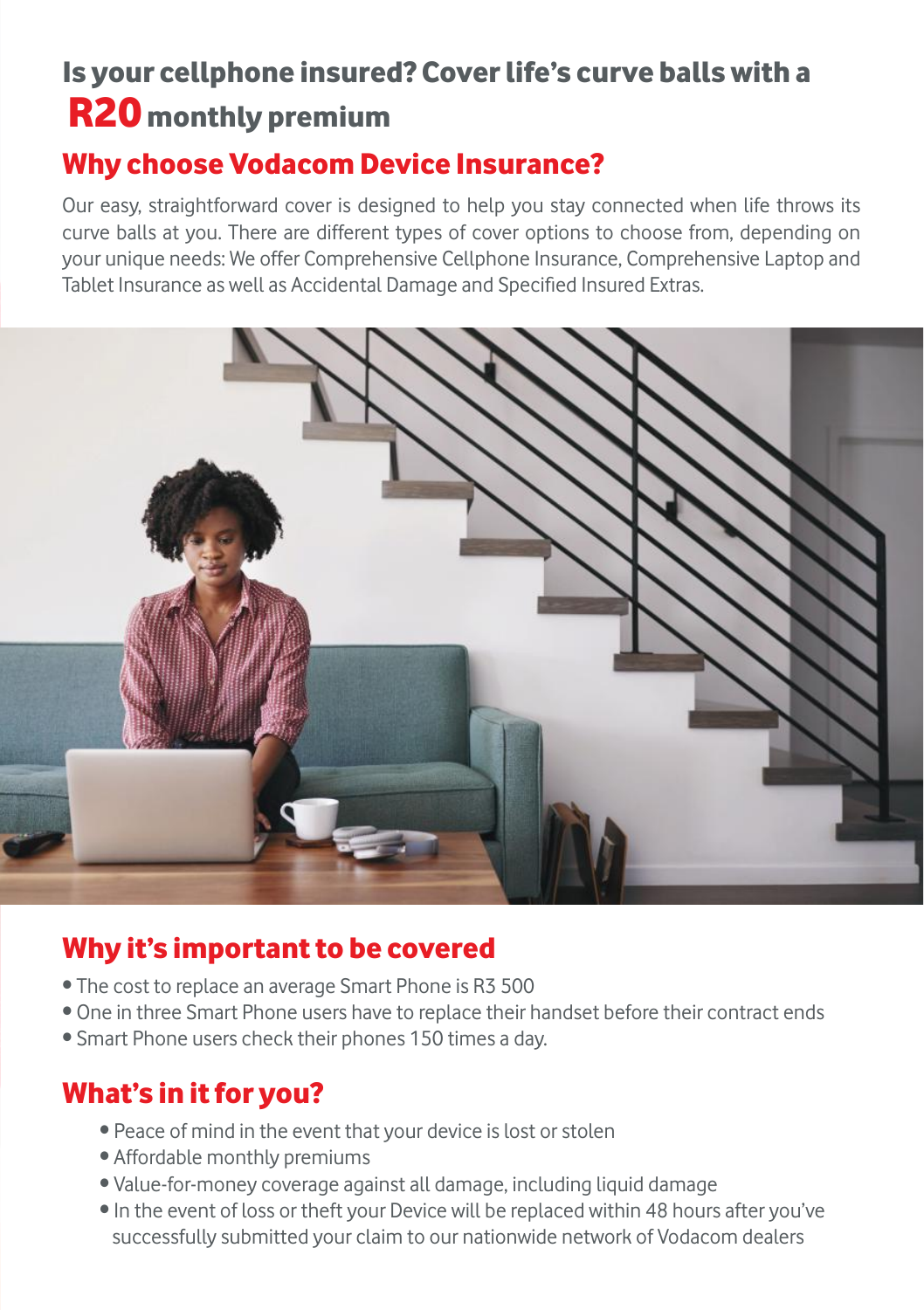# Is your cellphone insured? Cover life's curve balls with a **R20** monthly premium

## Why choose Vodacom Device Insurance?

Our easy, straightforward cover is designed to help you stay connected when life throws its curve balls at you. There are different types of cover options to choose from, depending on your unique needs: We offer Comprehensive Cellphone Insurance, Comprehensive Laptop and Tablet Insurance as well as Accidental Damage and Specified Insured Extras.

## Why it's important to be covered

- The cost to replace an average Smart Phone is R3 500
- One in three Smart Phone users have to replace their handset before their contract ends
- Smart Phone users check their phones 150 times a day.

## What's in it for you?

- Peace of mind in the event that your device is lost or stolen
- Affordable monthly premiums
- Value-for-money coverage against all damage, including liquid damage
- In the event of loss or theft your Device will be replaced within 48 hours after you've successfully submitted your claim to our nationwide network of Vodacom dealers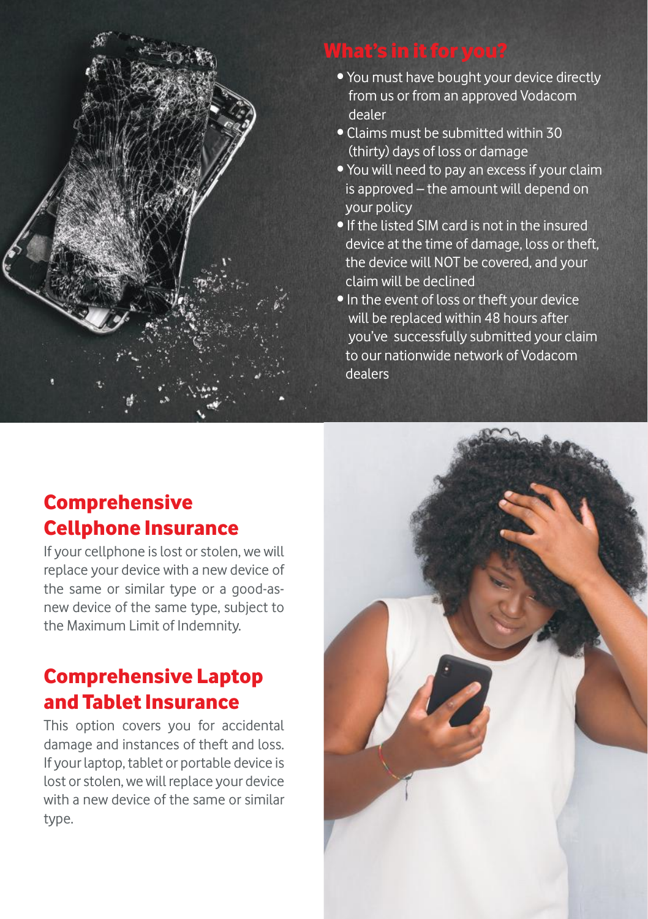## What's in it for you?

- You must have bought your device directly from us or from an approved Vodacom dealer
- Claims must be submitted within 30 (thirty) days of loss or damage
- You will need to pay an excess if your claim is approved – the amount will depend on your policy
- If the listed SIM card is not in the insured device at the time of damage, loss or theft, the device will NOT be covered, and your claim will be declined
- In the event of loss or theft your device will be replaced within 48 hours after you've successfully submitted your claim to our nationwide network of Vodacom dealers

## Comprehensive Cellphone Insurance

If your cellphone is lost or stolen, we will replace your device with a new device of the same or similar type or a good-as-new device of the same type, subject to the Maximum Limit of Indemnity.

## Comprehensive Laptop and Tablet Insurance

This option covers you for accidental damage and instances of theft and loss. If your laptop, tablet or portable device is lost or stolen, we will replace your device with a new device of the same or similar type.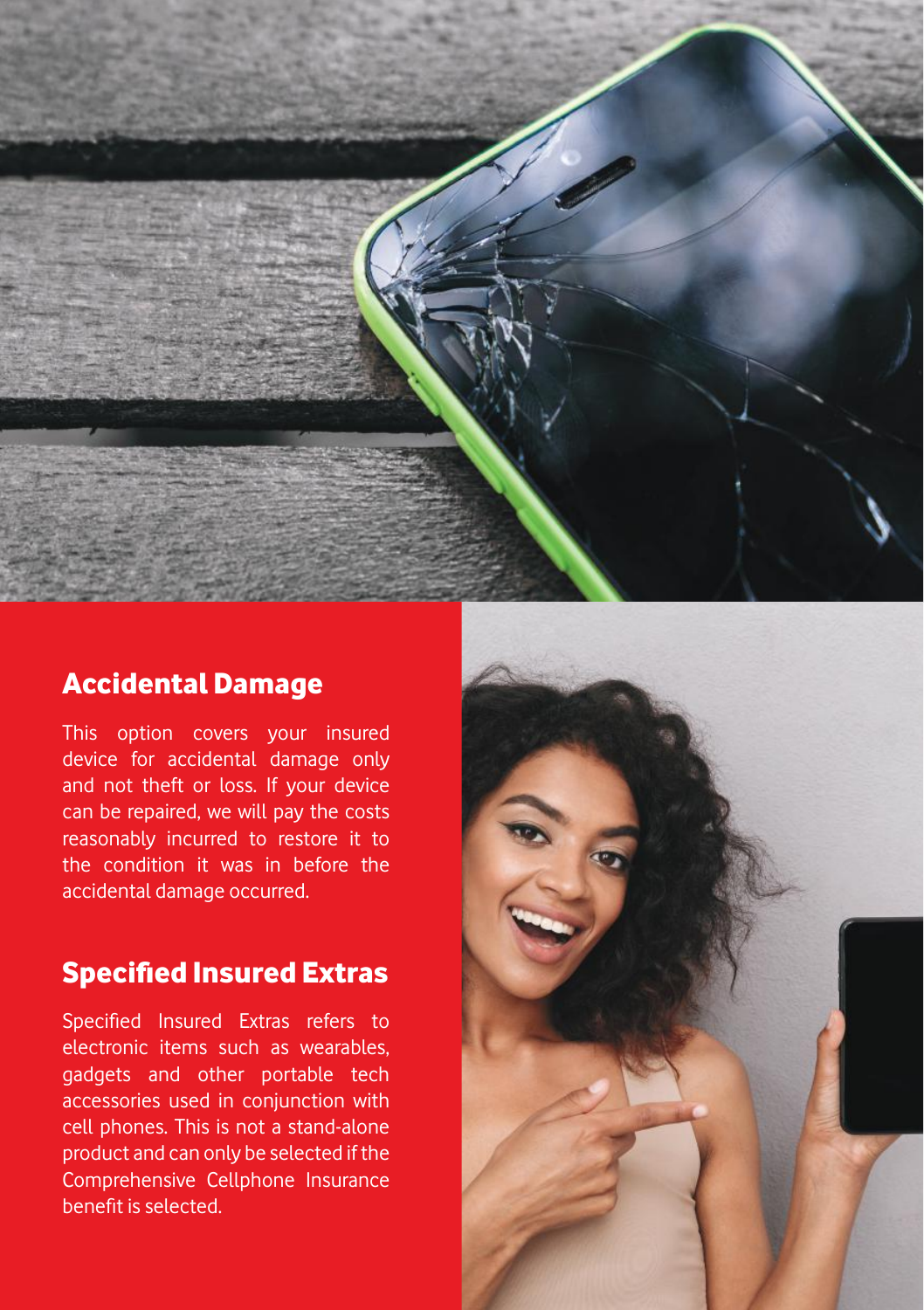## Accidental Damage

This option covers your insured device for accidental damage only and not theft or loss. If your device can be repaired, we will pay the costs reasonably incurred to restore it to the condition it was in before the accidental damage occurred.

## Specified Insured Extras

Specified Insured Extras refers to electronic items such as wearables, gadgets and other portable tech accessories used in conjunction with cell phones. This is not a stand-alone product and can only be selected if the Comprehensive Cellphone Insurance benefit is selected.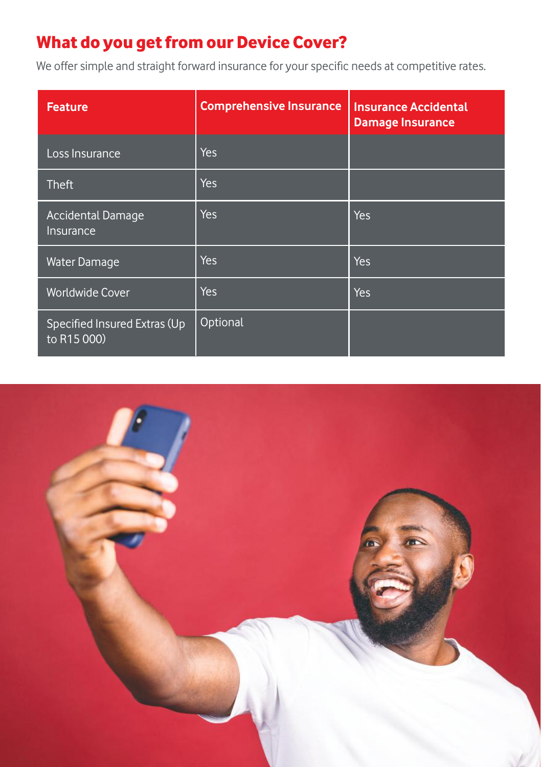## What do you get from our Device Cover?

We offer simple and straight forward insurance for your specific needs at competitive rates.

| Feature | Comprehensive Insurance | Insurance Accidental Damage Insurance |
| --- | --- | --- |
| Loss Insurance | Yes | |
| Theft | Yes | |
| Accidental Damage Insurance | Yes | Yes |
| Water Damage | Yes | Yes |
| Worldwide Cover | Yes | Yes |
| Specified Insured Extras (Up to R15 000) | Optional | |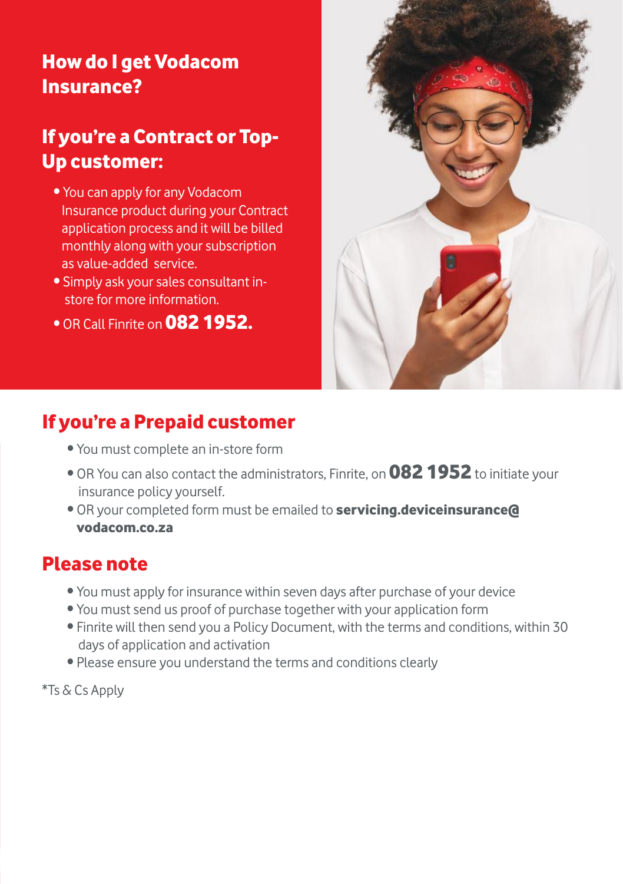# How do I get Vodacom Insurance?

## If you're a Contract or Top-Up customer:

- You can apply for any Vodacom Insurance product during your Contract application process and it will be billed monthly along with your subscription as value-added service.
- Simply ask your sales consultant in-store for more information.
- OR Call Finrite on **082 1952.**

## If you're a Prepaid customer

- You must complete an in-store form
- OR You can also contact the administrators, Finrite, on **082 1952** to initiate your insurance policy yourself.
- OR your completed form must be emailed to **servicing.deviceinsurance@vodacom.co.za**

## Please note

- You must apply for insurance within seven days after purchase of your device
- You must send us proof of purchase together with your application form
- Finrite will then send you a Policy Document, with the terms and conditions, within 30 days of application and activation
- Please ensure you understand the terms and conditions clearly

*Ts & Cs Apply